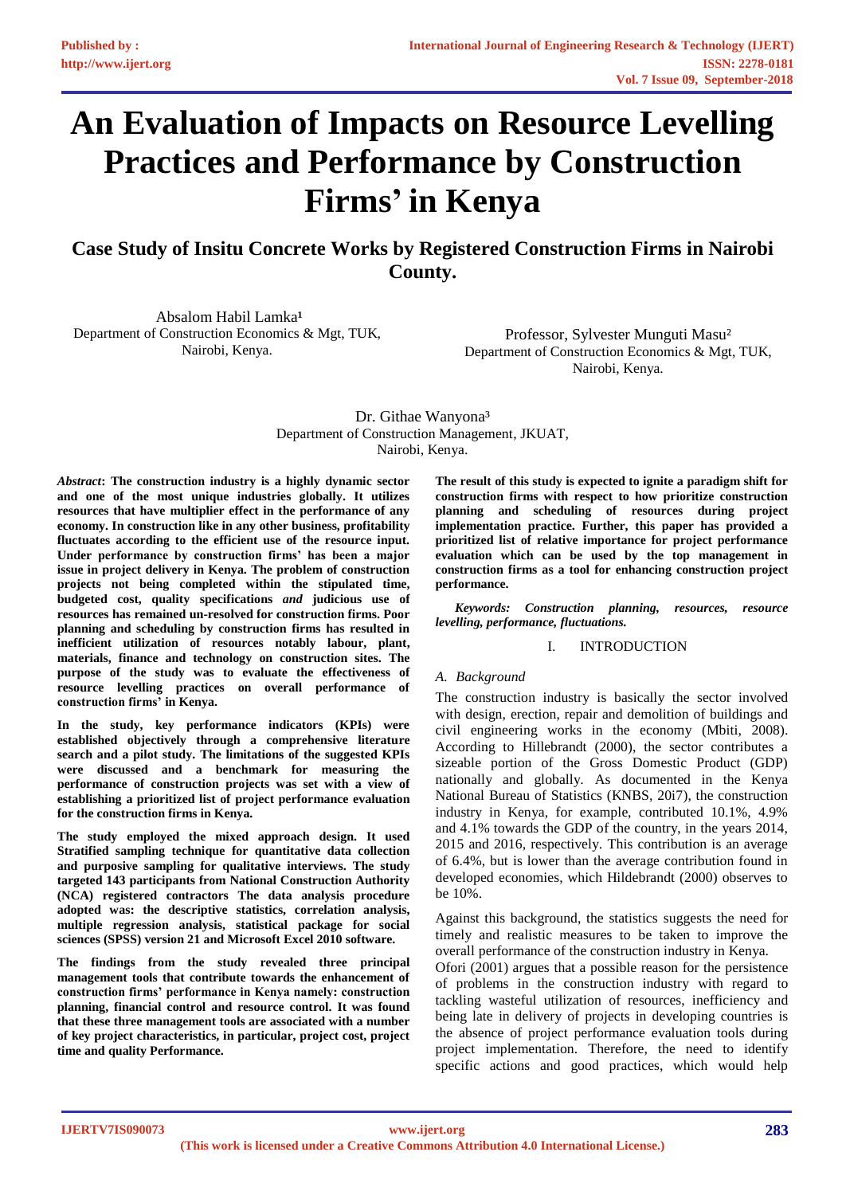# An Evaluation of Impacts on Resource Levelling Practices and Performance by Construction Firms' in Kenya

## Case Study of Insitu Concrete Works by Registered Construction Firms in Nairobi County.

Absalom Habil Lamka[1]
Department of Construction Economics & Mgt, TUK, Nairobi, Kenya.

Professor, Sylvester Munguti Masu[2]
Department of Construction Economics & Mgt, TUK, Nairobi, Kenya.

Dr. Githae Wanyona[3]
Department of Construction Management, JKUAT, Nairobi, Kenya.

***Abstract*: The construction industry is a highly dynamic sector and one of the most unique industries globally. It utilizes resources that have multiplier effect in the performance of any economy. In construction like in any other business, profitability fluctuates according to the efficient use of the resource input. Under performance by construction firms' has been a major issue in project delivery in Kenya. The problem of construction projects not being completed within the stipulated time, budgeted cost, quality specifications *and* judicious use of resources has remained un-resolved for construction firms. Poor planning and scheduling by construction firms has resulted in inefficient utilization of resources notably labour, plant, materials, finance and technology on construction sites. The purpose of the study was to evaluate the effectiveness of resource levelling practices on overall performance of construction firms' in Kenya.**

**In the study, key performance indicators (KPIs) were established objectively through a comprehensive literature search and a pilot study. The limitations of the suggested KPIs were discussed and a benchmark for measuring the performance of construction projects was set with a view of establishing a prioritized list of project performance evaluation for the construction firms in Kenya.**

**The study employed the mixed approach design. It used Stratified sampling technique for quantitative data collection and purposive sampling for qualitative interviews. The study targeted 143 participants from National Construction Authority (NCA) registered contractors The data analysis procedure adopted was: the descriptive statistics, correlation analysis, multiple regression analysis, statistical package for social sciences (SPSS) version 21 and Microsoft Excel 2010 software.**

**The findings from the study revealed three principal management tools that contribute towards the enhancement of construction firms' performance in Kenya namely: construction planning, financial control and resource control. It was found that these three management tools are associated with a number of key project characteristics, in particular, project cost, project time and quality Performance.**

**The result of this study is expected to ignite a paradigm shift for construction firms with respect to how prioritize construction planning and scheduling of resources during project implementation practice. Further, this paper has provided a prioritized list of relative importance for project performance evaluation which can be used by the top management in construction firms as a tool for enhancing construction project performance.**

***Keywords: Construction planning, resources, resource levelling, performance, fluctuations.***

## I. INTRODUCTION

### *A. Background*

The construction industry is basically the sector involved with design, erection, repair and demolition of buildings and civil engineering works in the economy (Mbiti, 2008). According to Hillebrandt (2000), the sector contributes a sizeable portion of the Gross Domestic Product (GDP) nationally and globally. As documented in the Kenya National Bureau of Statistics (KNBS, 20i7), the construction industry in Kenya, for example, contributed 10.1%, 4.9% and 4.1% towards the GDP of the country, in the years 2014, 2015 and 2016, respectively. This contribution is an average of 6.4%, but is lower than the average contribution found in developed economies, which Hildebrandt (2000) observes to be 10%.

Against this background, the statistics suggests the need for timely and realistic measures to be taken to improve the overall performance of the construction industry in Kenya.

Ofori (2001) argues that a possible reason for the persistence of problems in the construction industry with regard to tackling wasteful utilization of resources, inefficiency and being late in delivery of projects in developing countries is the absence of project performance evaluation tools during project implementation. Therefore, the need to identify specific actions and good practices, which would help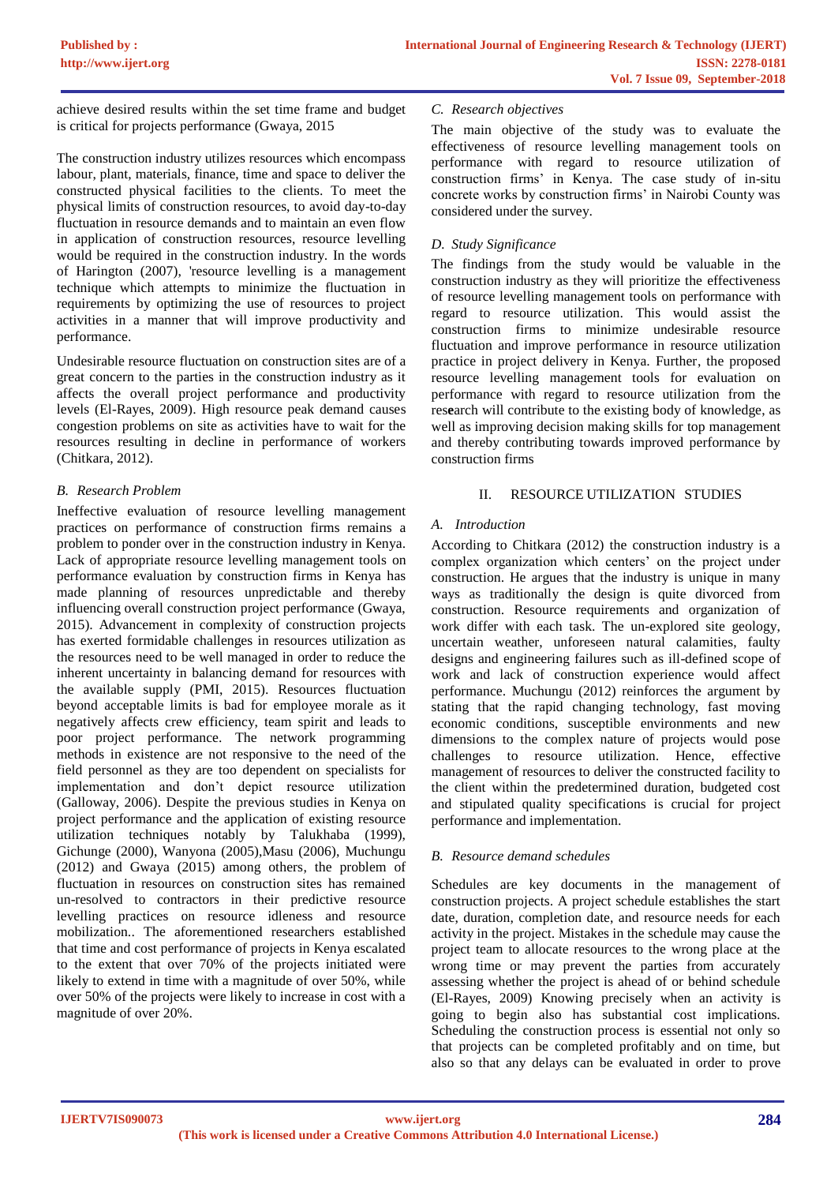achieve desired results within the set time frame and budget is critical for projects performance (Gwaya, 2015

The construction industry utilizes resources which encompass labour, plant, materials, finance, time and space to deliver the constructed physical facilities to the clients. To meet the physical limits of construction resources, to avoid day-to-day fluctuation in resource demands and to maintain an even flow in application of construction resources, resource levelling would be required in the construction industry. In the words of Harington (2007), 'resource levelling is a management technique which attempts to minimize the fluctuation in requirements by optimizing the use of resources to project activities in a manner that will improve productivity and performance.

Undesirable resource fluctuation on construction sites are of a great concern to the parties in the construction industry as it affects the overall project performance and productivity levels (El-Rayes, 2009). High resource peak demand causes congestion problems on site as activities have to wait for the resources resulting in decline in performance of workers (Chitkara, 2012).

### *B. Research Problem*

Ineffective evaluation of resource levelling management practices on performance of construction firms remains a problem to ponder over in the construction industry in Kenya. Lack of appropriate resource levelling management tools on performance evaluation by construction firms in Kenya has made planning of resources unpredictable and thereby influencing overall construction project performance (Gwaya, 2015). Advancement in complexity of construction projects has exerted formidable challenges in resources utilization as the resources need to be well managed in order to reduce the inherent uncertainty in balancing demand for resources with the available supply (PMI, 2015). Resources fluctuation beyond acceptable limits is bad for employee morale as it negatively affects crew efficiency, team spirit and leads to poor project performance. The network programming methods in existence are not responsive to the need of the field personnel as they are too dependent on specialists for implementation and don't depict resource utilization (Galloway, 2006). Despite the previous studies in Kenya on project performance and the application of existing resource utilization techniques notably by Talukhaba (1999), Gichunge (2000), Wanyona (2005),Masu (2006), Muchungu (2012) and Gwaya (2015) among others, the problem of fluctuation in resources on construction sites has remained un-resolved to contractors in their predictive resource levelling practices on resource idleness and resource mobilization.. The aforementioned researchers established that time and cost performance of projects in Kenya escalated to the extent that over 70% of the projects initiated were likely to extend in time with a magnitude of over 50%, while over 50% of the projects were likely to increase in cost with a magnitude of over 20%.

### *C. Research objectives*

The main objective of the study was to evaluate the effectiveness of resource levelling management tools on performance with regard to resource utilization of construction firms' in Kenya. The case study of in-situ concrete works by construction firms' in Nairobi County was considered under the survey.

### *D. Study Significance*

The findings from the study would be valuable in the construction industry as they will prioritize the effectiveness of resource levelling management tools on performance with regard to resource utilization. This would assist the construction firms to minimize undesirable resource fluctuation and improve performance in resource utilization practice in project delivery in Kenya. Further, the proposed resource levelling management tools for evaluation on performance with regard to resource utilization from the research will contribute to the existing body of knowledge, as well as improving decision making skills for top management and thereby contributing towards improved performance by construction firms

## II. RESOURCE UTILIZATION STUDIES

### *A. Introduction*

According to Chitkara (2012) the construction industry is a complex organization which centers' on the project under construction. He argues that the industry is unique in many ways as traditionally the design is quite divorced from construction. Resource requirements and organization of work differ with each task. The un-explored site geology, uncertain weather, unforeseen natural calamities, faulty designs and engineering failures such as ill-defined scope of work and lack of construction experience would affect performance. Muchungu (2012) reinforces the argument by stating that the rapid changing technology, fast moving economic conditions, susceptible environments and new dimensions to the complex nature of projects would pose challenges to resource utilization. Hence, effective management of resources to deliver the constructed facility to the client within the predetermined duration, budgeted cost and stipulated quality specifications is crucial for project performance and implementation.

### *B. Resource demand schedules*

Schedules are key documents in the management of construction projects. A project schedule establishes the start date, duration, completion date, and resource needs for each activity in the project. Mistakes in the schedule may cause the project team to allocate resources to the wrong place at the wrong time or may prevent the parties from accurately assessing whether the project is ahead of or behind schedule (El-Rayes, 2009) Knowing precisely when an activity is going to begin also has substantial cost implications. Scheduling the construction process is essential not only so that projects can be completed profitably and on time, but also so that any delays can be evaluated in order to prove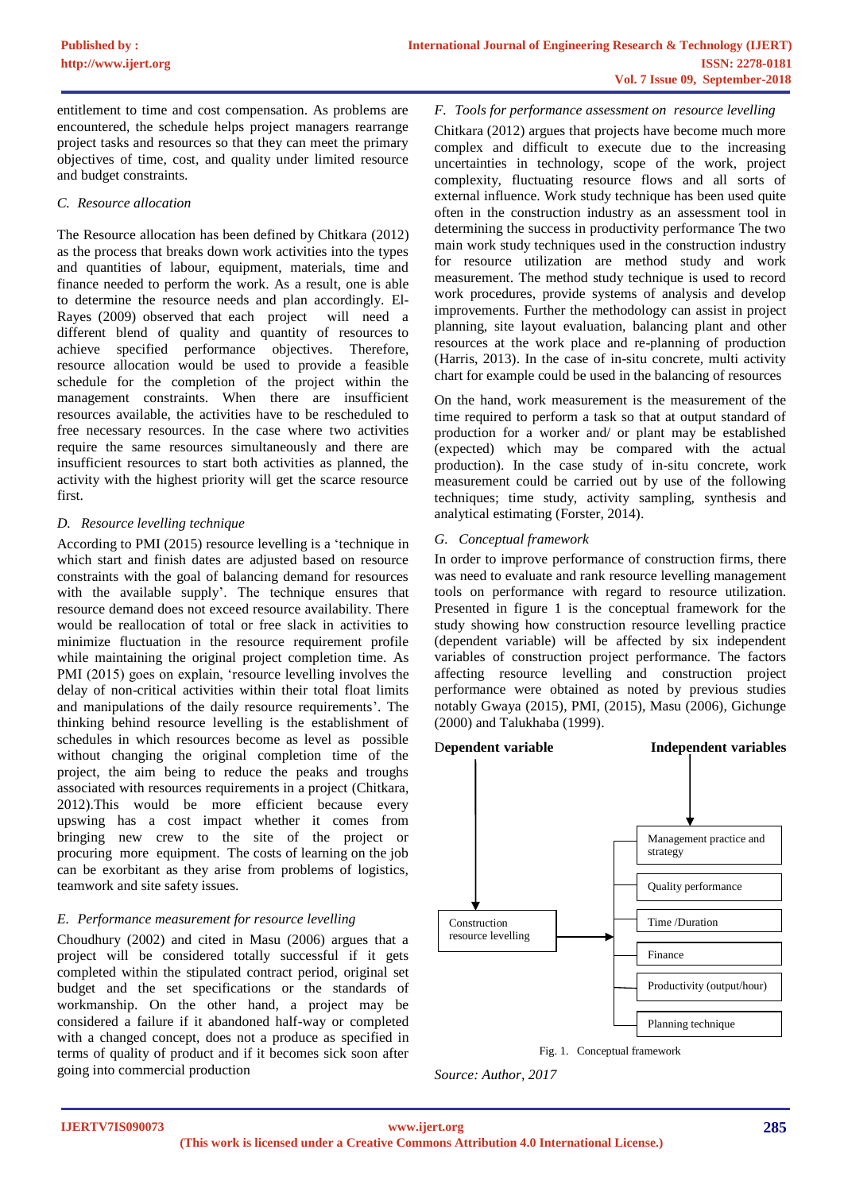entitlement to time and cost compensation. As problems are encountered, the schedule helps project managers rearrange project tasks and resources so that they can meet the primary objectives of time, cost, and quality under limited resource and budget constraints.

### *C. Resource allocation*

The Resource allocation has been defined by Chitkara (2012) as the process that breaks down work activities into the types and quantities of labour, equipment, materials, time and finance needed to perform the work. As a result, one is able to determine the resource needs and plan accordingly. El-Rayes (2009) observed that each project will need a different blend of quality and quantity of resources to achieve specified performance objectives. Therefore, resource allocation would be used to provide a feasible schedule for the completion of the project within the management constraints. When there are insufficient resources available, the activities have to be rescheduled to free necessary resources. In the case where two activities require the same resources simultaneously and there are insufficient resources to start both activities as planned, the activity with the highest priority will get the scarce resource first.

### *D. Resource levelling technique*

According to PMI (2015) resource levelling is a 'technique in which start and finish dates are adjusted based on resource constraints with the goal of balancing demand for resources with the available supply'. The technique ensures that resource demand does not exceed resource availability. There would be reallocation of total or free slack in activities to minimize fluctuation in the resource requirement profile while maintaining the original project completion time. As PMI (2015) goes on explain, 'resource levelling involves the delay of non-critical activities within their total float limits and manipulations of the daily resource requirements'. The thinking behind resource levelling is the establishment of schedules in which resources become as level as possible without changing the original completion time of the project, the aim being to reduce the peaks and troughs associated with resources requirements in a project (Chitkara, 2012).This would be more efficient because every upswing has a cost impact whether it comes from bringing new crew to the site of the project or procuring more equipment. The costs of learning on the job can be exorbitant as they arise from problems of logistics, teamwork and site safety issues.

### *E. Performance measurement for resource levelling*

Choudhury (2002) and cited in Masu (2006) argues that a project will be considered totally successful if it gets completed within the stipulated contract period, original set budget and the set specifications or the standards of workmanship. On the other hand, a project may be considered a failure if it abandoned half-way or completed with a changed concept, does not a produce as specified in terms of quality of product and if it becomes sick soon after going into commercial production

### *F. Tools for performance assessment on resource levelling*

Chitkara (2012) argues that projects have become much more complex and difficult to execute due to the increasing uncertainties in technology, scope of the work, project complexity, fluctuating resource flows and all sorts of external influence. Work study technique has been used quite often in the construction industry as an assessment tool in determining the success in productivity performance The two main work study techniques used in the construction industry for resource utilization are method study and work measurement. The method study technique is used to record work procedures, provide systems of analysis and develop improvements. Further the methodology can assist in project planning, site layout evaluation, balancing plant and other resources at the work place and re-planning of production (Harris, 2013). In the case of in-situ concrete, multi activity chart for example could be used in the balancing of resources

On the hand, work measurement is the measurement of the time required to perform a task so that at output standard of production for a worker and/ or plant may be established (expected) which may be compared with the actual production). In the case study of in-situ concrete, work measurement could be carried out by use of the following techniques; time study, activity sampling, synthesis and analytical estimating (Forster, 2014).

### *G. Conceptual framework*

In order to improve performance of construction firms, there was need to evaluate and rank resource levelling management tools on performance with regard to resource utilization. Presented in figure 1 is the conceptual framework for the study showing how construction resource levelling practice (dependent variable) will be affected by six independent variables of construction project performance. The factors affecting resource levelling and construction project performance were obtained as noted by previous studies notably Gwaya (2015), PMI, (2015), Masu (2006), Gichunge (2000) and Talukhaba (1999).

**Dependent variable**

**Independent variables**

Construction resource levelling

Management practice and strategy

Quality performance

Time /Duration

Finance

Productivity (output/hour)

Planning technique

Fig. 1. Conceptual framework

*Source: Author, 2017*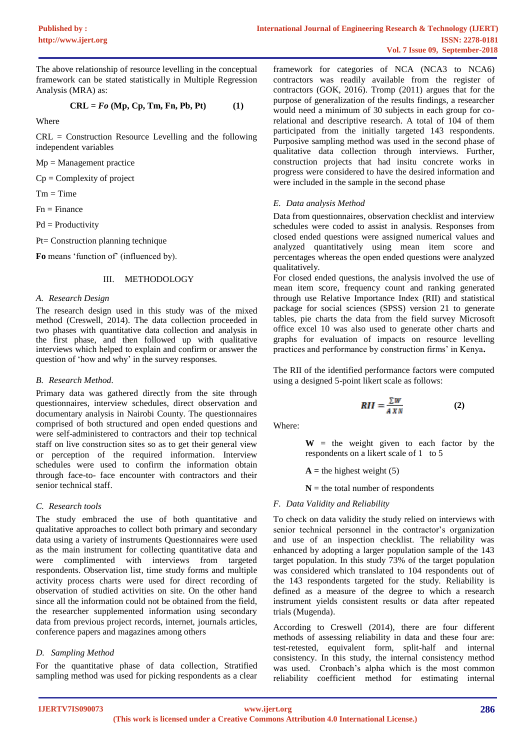The above relationship of resource levelling in the conceptual framework can be stated statistically in Multiple Regression Analysis (MRA) as:

$$\textbf{CRL} = \textbf{\textit{Fo}}\ \textbf{(Mp, Cp, Tm, Fn, Pb, Pt)} \qquad \textbf{(1)}$$

Where

CRL = Construction Resource Levelling and the following independent variables

Mp = Management practice

Cp = Complexity of project

Tm = Time

Fn = Finance

Pd = Productivity

Pt= Construction planning technique

**Fo** means 'function of' (influenced by).

## III. METHODOLOGY

### *A. Research Design*

The research design used in this study was of the mixed method (Creswell, 2014). The data collection proceeded in two phases with quantitative data collection and analysis in the first phase, and then followed up with qualitative interviews which helped to explain and confirm or answer the question of 'how and why' in the survey responses.

### *B. Research Method.*

Primary data was gathered directly from the site through questionnaires, interview schedules, direct observation and documentary analysis in Nairobi County. The questionnaires comprised of both structured and open ended questions and were self-administered to contractors and their top technical staff on live construction sites so as to get their general view or perception of the required information. Interview schedules were used to confirm the information obtain through face-to- face encounter with contractors and their senior technical staff.

### *C. Research tools*

The study embraced the use of both quantitative and qualitative approaches to collect both primary and secondary data using a variety of instruments Questionnaires were used as the main instrument for collecting quantitative data and were complimented with interviews from targeted respondents. Observation list, time study forms and multiple activity process charts were used for direct recording of observation of studied activities on site. On the other hand since all the information could not be obtained from the field, the researcher supplemented information using secondary data from previous project records, internet, journals articles, conference papers and magazines among others

### *D. Sampling Method*

For the quantitative phase of data collection, Stratified sampling method was used for picking respondents as a clear framework for categories of NCA (NCA3 to NCA6) contractors was readily available from the register of contractors (GOK, 2016). Tromp (2011) argues that for the purpose of generalization of the results findings, a researcher would need a minimum of 30 subjects in each group for co-relational and descriptive research. A total of 104 of them participated from the initially targeted 143 respondents. Purposive sampling method was used in the second phase of qualitative data collection through interviews. Further, construction projects that had insitu concrete works in progress were considered to have the desired information and were included in the sample in the second phase

### *E. Data analysis Method*

Data from questionnaires, observation checklist and interview schedules were coded to assist in analysis. Responses from closed ended questions were assigned numerical values and analyzed quantitatively using mean item score and percentages whereas the open ended questions were analyzed qualitatively.

For closed ended questions, the analysis involved the use of mean item score, frequency count and ranking generated through use Relative Importance Index (RII) and statistical package for social sciences (SPSS) version 21 to generate tables, pie charts the data from the field survey Microsoft office excel 10 was also used to generate other charts and graphs for evaluation of impacts on resource levelling practices and performance by construction firms' in Kenya**.**

The RII of the identified performance factors were computed using a designed 5-point likert scale as follows:

$$RII = \frac{\Sigma W}{A \times N} \qquad \textbf{(2)}$$

Where:

**W** = the weight given to each factor by the respondents on a likert scale of 1 to 5

**A =** the highest weight (5)

**N** = the total number of respondents

### *F. Data Validity and Reliability*

To check on data validity the study relied on interviews with senior technical personnel in the contractor's organization and use of an inspection checklist. The reliability was enhanced by adopting a larger population sample of the 143 target population. In this study 73% of the target population was considered which translated to 104 respondents out of the 143 respondents targeted for the study. Reliability is defined as a measure of the degree to which a research instrument yields consistent results or data after repeated trials (Mugenda).

According to Creswell (2014), there are four different methods of assessing reliability in data and these four are: test-retested, equivalent form, split-half and internal consistency. In this study, the internal consistency method was used. Cronbach's alpha which is the most common reliability coefficient method for estimating internal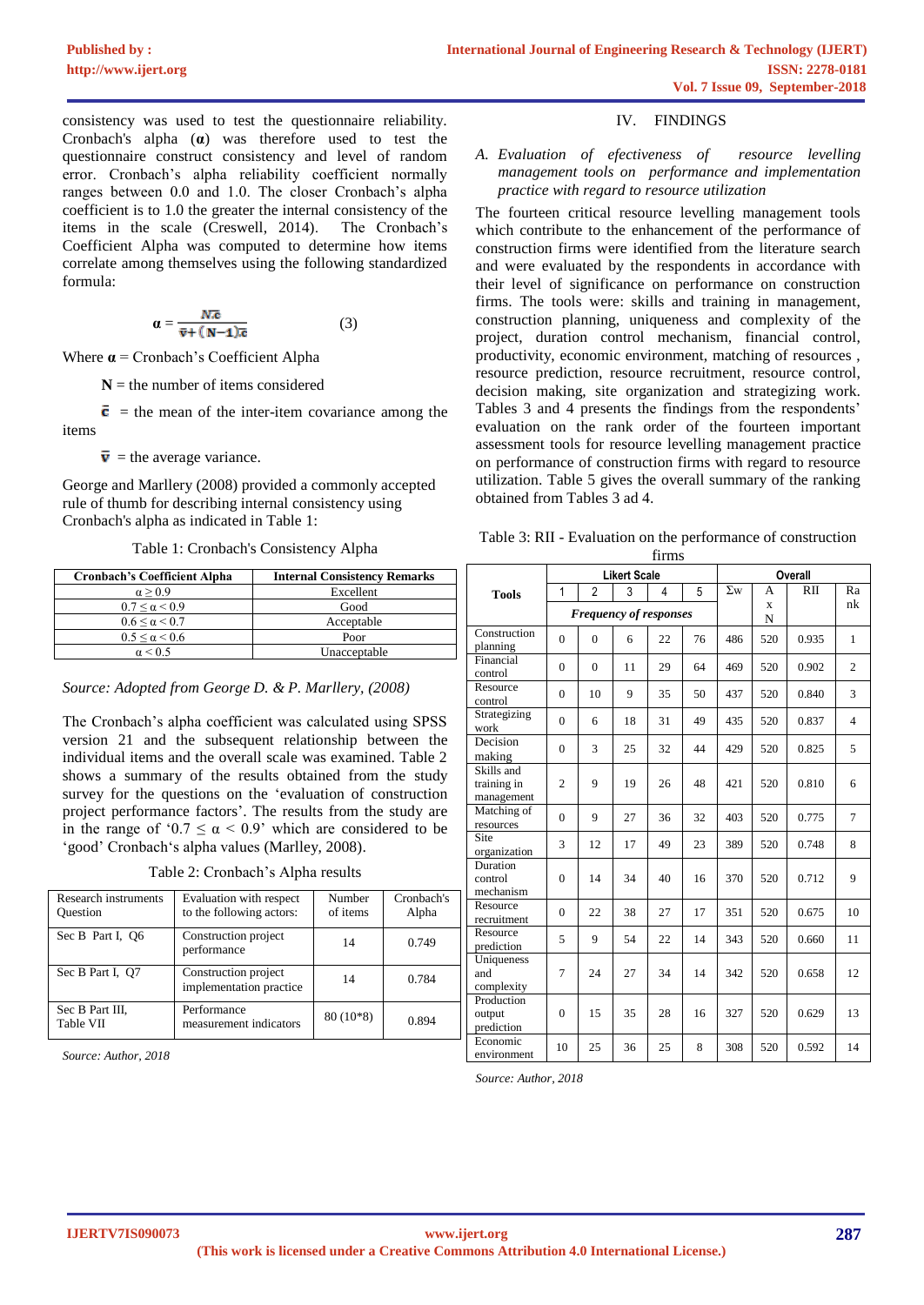consistency was used to test the questionnaire reliability. Cronbach's alpha (**α**) was therefore used to test the questionnaire construct consistency and level of random error. Cronbach's alpha reliability coefficient normally ranges between 0.0 and 1.0. The closer Cronbach's alpha coefficient is to 1.0 the greater the internal consistency of the items in the scale (Creswell, 2014). The Cronbach's Coefficient Alpha was computed to determine how items correlate among themselves using the following standardized formula:

$$\alpha = \frac{N\bar{c}}{\bar{v} + (N-1)\bar{c}} \qquad (3)$$

Where **α** = Cronbach's Coefficient Alpha

**N** = the number of items considered

$\bar{c}$ = the mean of the inter-item covariance among the items

$\bar{v}$ = the average variance.

George and Marlley (2008) provided a commonly accepted rule of thumb for describing internal consistency using Cronbach's alpha as indicated in Table 1:

Table 1: Cronbach's Consistency Alpha

| Cronbach's Coefficient Alpha | Internal Consistency Remarks |
|---|---|
| $\alpha \geq 0.9$ | Excellent |
| $0.7 \leq \alpha < 0.9$ | Good |
| $0.6 \leq \alpha < 0.7$ | Acceptable |
| $0.5 \leq \alpha < 0.6$ | Poor |
| $\alpha < 0.5$ | Unacceptable |

*Source: Adopted from George D. & P. Marlley, (2008)*

The Cronbach's alpha coefficient was calculated using SPSS version 21 and the subsequent relationship between the individual items and the overall scale was examined. Table 2 shows a summary of the results obtained from the study survey for the questions on the 'evaluation of construction project performance factors'. The results from the study are in the range of '$0.7 \leq \alpha < 0.9$' which are considered to be 'good' Cronbach's alpha values (Marlley, 2008).

Table 2: Cronbach's Alpha results

| Research instruments Question | Evaluation with respect to the following actors: | Number of items | Cronbach's Alpha |
|---|---|---|---|
| Sec B Part I, Q6 | Construction project performance | 14 | 0.749 |
| Sec B Part I, Q7 | Construction project implementation practice | 14 | 0.784 |
| Sec B Part III, Table VII | Performance measurement indicators | 80 (10*8) | 0.894 |

*Source: Author, 2018*

## IV. FINDINGS

### *A. Evaluation of efectiveness of resource levelling management tools on performance and implementation practice with regard to resource utilization*

The fourteen critical resource levelling management tools which contribute to the enhancement of the performance of construction firms were identified from the literature search and were evaluated by the respondents in accordance with their level of significance on performance on construction firms. The tools were: skills and training in management, construction planning, uniqueness and complexity of the project, duration control mechanism, financial control, productivity, economic environment, matching of resources , resource prediction, resource recruitment, resource control, decision making, site organization and strategizing work. Tables 3 and 4 presents the findings from the respondents' evaluation on the rank order of the fourteen important assessment tools for resource levelling management practice on performance of construction firms with regard to resource utilization. Table 5 gives the overall summary of the ranking obtained from Tables 3 ad 4.

Table 3: RII - Evaluation on the performance of construction firms

| Tools | Likert Scale | | | | | Overall | | | |
|---|---|---|---|---|---|---|---|---|---|
| | 1 | 2 | 3 | 4 | 5 | Σw | A x N | RII | Rank |
| | Frequency of responses | | | | | | | | |
| Construction planning | 0 | 0 | 6 | 22 | 76 | 486 | 520 | 0.935 | 1 |
| Financial control | 0 | 0 | 11 | 29 | 64 | 469 | 520 | 0.902 | 2 |
| Resource control | 0 | 10 | 9 | 35 | 50 | 437 | 520 | 0.840 | 3 |
| Strategizing work | 0 | 6 | 18 | 31 | 49 | 435 | 520 | 0.837 | 4 |
| Decision making | 0 | 3 | 25 | 32 | 44 | 429 | 520 | 0.825 | 5 |
| Skills and training in management | 2 | 9 | 19 | 26 | 48 | 421 | 520 | 0.810 | 6 |
| Matching of resources | 0 | 9 | 27 | 36 | 32 | 403 | 520 | 0.775 | 7 |
| Site organization | 3 | 12 | 17 | 49 | 23 | 389 | 520 | 0.748 | 8 |
| Duration control mechanism | 0 | 14 | 34 | 40 | 16 | 370 | 520 | 0.712 | 9 |
| Resource recruitment | 0 | 22 | 38 | 27 | 17 | 351 | 520 | 0.675 | 10 |
| Resource prediction | 5 | 9 | 54 | 22 | 14 | 343 | 520 | 0.660 | 11 |
| Uniqueness and complexity | 7 | 24 | 27 | 34 | 14 | 342 | 520 | 0.658 | 12 |
| Production output prediction | 0 | 15 | 35 | 28 | 16 | 327 | 520 | 0.629 | 13 |
| Economic environment | 10 | 25 | 36 | 25 | 8 | 308 | 520 | 0.592 | 14 |

*Source: Author, 2018*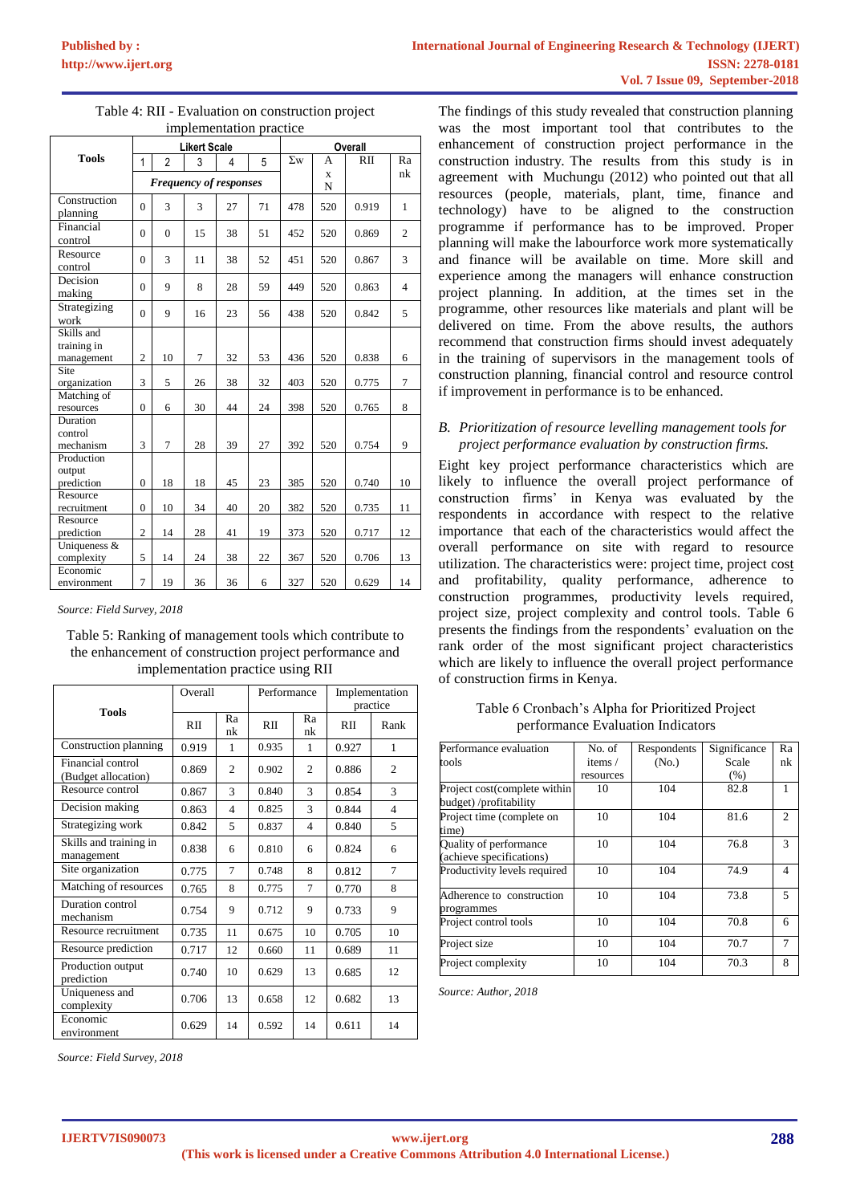Table 4: RII - Evaluation on construction project implementation practice

| Tools | Likert Scale | | | | | Overall | | | |
|---|---|---|---|---|---|---|---|---|---|
| | 1 | 2 | 3 | 4 | 5 | Σw | A x N | RII | Rank |
| | *Frequency of responses* | | | | | | | | |
| Construction planning | 0 | 3 | 3 | 27 | 71 | 478 | 520 | 0.919 | 1 |
| Financial control | 0 | 0 | 15 | 38 | 51 | 452 | 520 | 0.869 | 2 |
| Resource control | 0 | 3 | 11 | 38 | 52 | 451 | 520 | 0.867 | 3 |
| Decision making | 0 | 9 | 8 | 28 | 59 | 449 | 520 | 0.863 | 4 |
| Strategizing work | 0 | 9 | 16 | 23 | 56 | 438 | 520 | 0.842 | 5 |
| Skills and training in management | 2 | 10 | 7 | 32 | 53 | 436 | 520 | 0.838 | 6 |
| Site organization | 3 | 5 | 26 | 38 | 32 | 403 | 520 | 0.775 | 7 |
| Matching of resources | 0 | 6 | 30 | 44 | 24 | 398 | 520 | 0.765 | 8 |
| Duration control mechanism | 3 | 7 | 28 | 39 | 27 | 392 | 520 | 0.754 | 9 |
| Production output prediction | 0 | 18 | 18 | 45 | 23 | 385 | 520 | 0.740 | 10 |
| Resource recruitment | 0 | 10 | 34 | 40 | 20 | 382 | 520 | 0.735 | 11 |
| Resource prediction | 2 | 14 | 28 | 41 | 19 | 373 | 520 | 0.717 | 12 |
| Uniqueness & complexity | 5 | 14 | 24 | 38 | 22 | 367 | 520 | 0.706 | 13 |
| Economic environment | 7 | 19 | 36 | 36 | 6 | 327 | 520 | 0.629 | 14 |

*Source: Field Survey, 2018*

Table 5: Ranking of management tools which contribute to the enhancement of construction project performance and implementation practice using RII

| Tools | Overall | | Performance | | Implementation practice | |
|---|---|---|---|---|---|---|
| | RII | Rank | RII | Rank | RII | Rank |
| Construction planning | 0.919 | 1 | 0.935 | 1 | 0.927 | 1 |
| Financial control (Budget allocation) | 0.869 | 2 | 0.902 | 2 | 0.886 | 2 |
| Resource control | 0.867 | 3 | 0.840 | 3 | 0.854 | 3 |
| Decision making | 0.863 | 4 | 0.825 | 3 | 0.844 | 4 |
| Strategizing work | 0.842 | 5 | 0.837 | 4 | 0.840 | 5 |
| Skills and training in management | 0.838 | 6 | 0.810 | 6 | 0.824 | 6 |
| Site organization | 0.775 | 7 | 0.748 | 8 | 0.812 | 7 |
| Matching of resources | 0.765 | 8 | 0.775 | 7 | 0.770 | 8 |
| Duration control mechanism | 0.754 | 9 | 0.712 | 9 | 0.733 | 9 |
| Resource recruitment | 0.735 | 11 | 0.675 | 10 | 0.705 | 10 |
| Resource prediction | 0.717 | 12 | 0.660 | 11 | 0.689 | 11 |
| Production output prediction | 0.740 | 10 | 0.629 | 13 | 0.685 | 12 |
| Uniqueness and complexity | 0.706 | 13 | 0.658 | 12 | 0.682 | 13 |
| Economic environment | 0.629 | 14 | 0.592 | 14 | 0.611 | 14 |

*Source: Field Survey, 2018*

The findings of this study revealed that construction planning was the most important tool that contributes to the enhancement of construction project performance in the construction industry. The results from this study is in agreement with Muchungu (2012) who pointed out that all resources (people, materials, plant, time, finance and technology) have to be aligned to the construction programme if performance has to be improved. Proper planning will make the labourforce work more systematically and finance will be available on time. More skill and experience among the managers will enhance construction project planning. In addition, at the times set in the programme, other resources like materials and plant will be delivered on time. From the above results, the authors recommend that construction firms should invest adequately in the training of supervisors in the management tools of construction planning, financial control and resource control if improvement in performance is to be enhanced.

### *B. Prioritization of resource levelling management tools for project performance evaluation by construction firms.*

Eight key project performance characteristics which are likely to influence the overall project performance of construction firms' in Kenya was evaluated by the respondents in accordance with respect to the relative importance that each of the characteristics would affect the overall performance on site with regard to resource utilization. The characteristics were: project time, project cost and profitability, quality performance, adherence to construction programmes, productivity levels required, project size, project complexity and control tools. Table 6 presents the findings from the respondents' evaluation on the rank order of the most significant project characteristics which are likely to influence the overall project performance of construction firms in Kenya.

Table 6 Cronbach's Alpha for Prioritized Project performance Evaluation Indicators

| Performance evaluation tools | No. of items / resources | Respondents (No.) | Significance Scale (%) | Rank |
|---|---|---|---|---|
| Project cost(complete within budget) /profitability | 10 | 104 | 82.8 | 1 |
| Project time (complete on time) | 10 | 104 | 81.6 | 2 |
| Quality of performance (achieve specifications) | 10 | 104 | 76.8 | 3 |
| Productivity levels required | 10 | 104 | 74.9 | 4 |
| Adherence to construction programmes | 10 | 104 | 73.8 | 5 |
| Project control tools | 10 | 104 | 70.8 | 6 |
| Project size | 10 | 104 | 70.7 | 7 |
| Project complexity | 10 | 104 | 70.3 | 8 |

*Source: Author, 2018*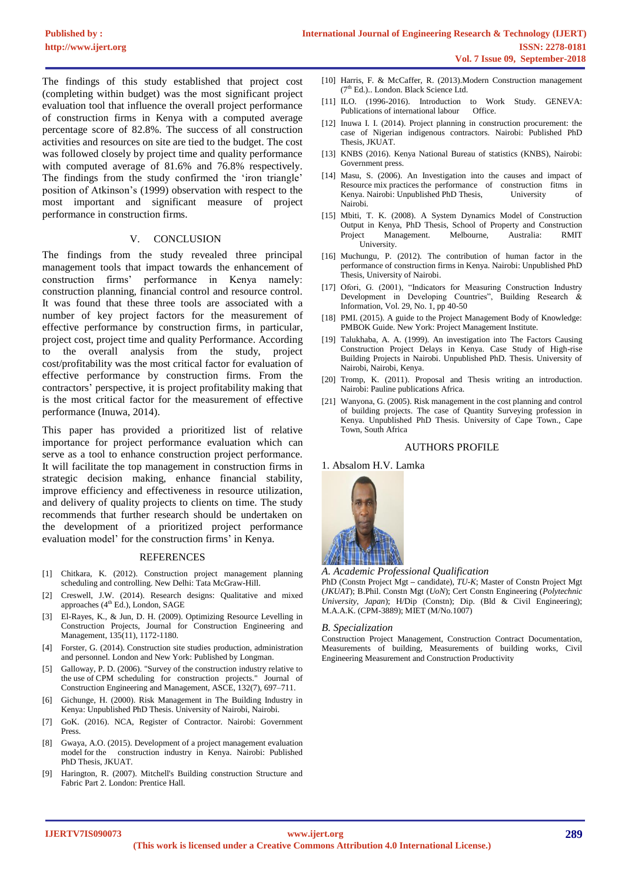The findings of this study established that project cost (completing within budget) was the most significant project evaluation tool that influence the overall project performance of construction firms in Kenya with a computed average percentage score of 82.8%. The success of all construction activities and resources on site are tied to the budget. The cost was followed closely by project time and quality performance with computed average of 81.6% and 76.8% respectively. The findings from the study confirmed the 'iron triangle' position of Atkinson's (1999) observation with respect to the most important and significant measure of project performance in construction firms.

## V. CONCLUSION

The findings from the study revealed three principal management tools that impact towards the enhancement of construction firms' performance in Kenya namely: construction planning, financial control and resource control. It was found that these three tools are associated with a number of key project factors for the measurement of effective performance by construction firms, in particular, project cost, project time and quality Performance. According to the overall analysis from the study, project cost/profitability was the most critical factor for evaluation of effective performance by construction firms. From the contractors' perspective, it is project profitability making that is the most critical factor for the measurement of effective performance (Inuwa, 2014).

This paper has provided a prioritized list of relative importance for project performance evaluation which can serve as a tool to enhance construction project performance. It will facilitate the top management in construction firms in strategic decision making, enhance financial stability, improve efficiency and effectiveness in resource utilization, and delivery of quality projects to clients on time. The study recommends that further research should be undertaken on the development of a prioritized project performance evaluation model' for the construction firms' in Kenya.

## REFERENCES

[1] Chitkara, K. (2012). Construction project management planning scheduling and controlling. New Delhi: Tata McGraw-Hill.

[2] Creswell, J.W. (2014). Research designs: Qualitative and mixed approaches (4th Ed.), London, SAGE

[3] El-Rayes, K., & Jun, D. H. (2009). Optimizing Resource Levelling in Construction Projects, Journal for Construction Engineering and Management, 135(11), 1172-1180.

[4] Forster, G. (2014). Construction site studies production, administration and personnel. London and New York: Published by Longman.

[5] Galloway, P. D. (2006). "Survey of the construction industry relative to the use of CPM scheduling for construction projects." Journal of Construction Engineering and Management, ASCE, 132(7), 697–711.

[6] Gichunge, H. (2000). Risk Management in The Building Industry in Kenya: Unpublished PhD Thesis. University of Nairobi, Nairobi.

[7] GoK. (2016). NCA, Register of Contractor. Nairobi: Government Press.

[8] Gwaya, A.O. (2015). Development of a project management evaluation model for the construction industry in Kenya. Nairobi: Published PhD Thesis, JKUAT.

[9] Harington, R. (2007). Mitchell's Building construction Structure and Fabric Part 2. London: Prentice Hall.

[10] Harris, F. & McCaffer, R. (2013).Modern Construction management (7th Ed.).. London. Black Science Ltd.

[11] ILO. (1996-2016). Introduction to Work Study. GENEVA: Publications of international labour Office.

[12] Inuwa I. I. (2014). Project planning in construction procurement: the case of Nigerian indigenous contractors. Nairobi: Published PhD Thesis, JKUAT.

[13] KNBS (2016). Kenya National Bureau of statistics (KNBS), Nairobi: Government press.

[14] Masu, S. (2006). An Investigation into the causes and impact of Resource mix practices the performance of construction fitms in Kenya. Nairobi: Unpublished PhD Thesis, University of Nairobi.

[15] Mbiti, T. K. (2008). A System Dynamics Model of Construction Output in Kenya, PhD Thesis, School of Property and Construction Project Management. Melbourne, Australia: RMIT University.

[16] Muchungu, P. (2012). The contribution of human factor in the performance of construction firms in Kenya. Nairobi: Unpublished PhD Thesis, University of Nairobi.

[17] Ofori, G. (2001), "Indicators for Measuring Construction Industry Development in Developing Countries", Building Research & Information, Vol. 29, No. 1, pp 40-50

[18] PMI. (2015). A guide to the Project Management Body of Knowledge: PMBOK Guide. New York: Project Management Institute.

[19] Talukhaba, A. A. (1999). An investigation into The Factors Causing Construction Project Delays in Kenya. Case Study of High-rise Building Projects in Nairobi. Unpublished PhD. Thesis. University of Nairobi, Nairobi, Kenya.

[20] Tromp, K. (2011). Proposal and Thesis writing an introduction. Nairobi: Pauline publications Africa.

[21] Wanyona, G. (2005). Risk management in the cost planning and control of building projects. The case of Quantity Surveying profession in Kenya. Unpublished PhD Thesis. University of Cape Town., Cape Town, South Africa

## AUTHORS PROFILE

1. Absalom H.V. Lamka

### *A. Academic Professional Qualification*

PhD (Constn Project Mgt – candidate), *TU-K*; Master of Constn Project Mgt (*JKUAT*); B.Phil. Constn Mgt (*UoN*); Cert Constn Engineering (*Polytechnic University, Japan*); H/Dip (Constn); Dip. (Bld & Civil Engineering); M.A.A.K. (CPM-3889); MIET (M/No.1007)

### *B. Specialization*

Construction Project Management, Construction Contract Documentation, Measurements of building, Measurements of building works, Civil Engineering Measurement and Construction Productivity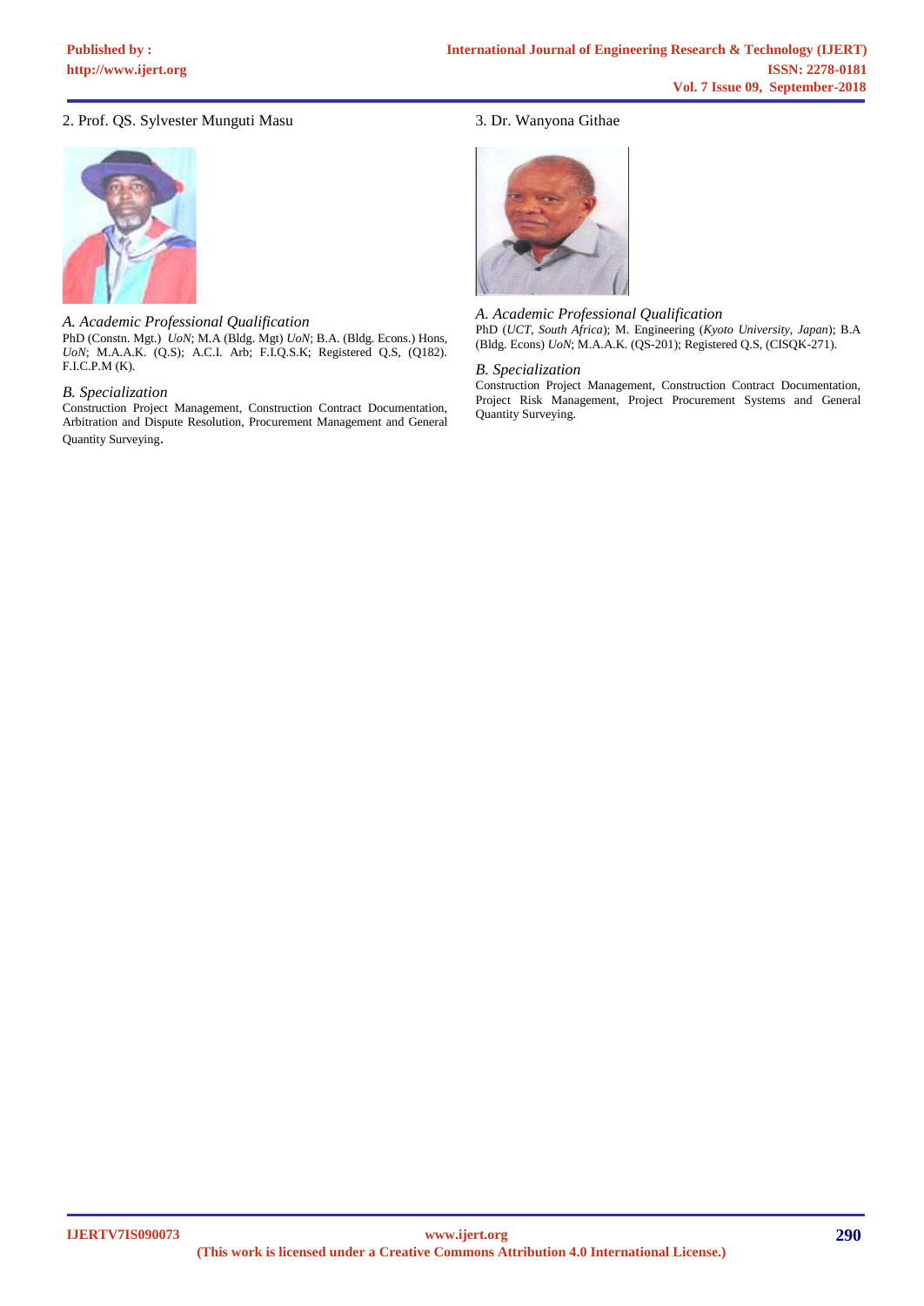2. Prof. QS. Sylvester Munguti Masu

*A. Academic Professional Qualification*

PhD (Constn. Mgt.) *UoN*; M.A (Bldg. Mgt) *UoN*; B.A. (Bldg. Econs.) Hons, *UoN*; M.A.A.K. (Q.S); A.C.I. Arb; F.I.Q.S.K; Registered Q.S, (Q182). F.I.C.P.M (K).

*B. Specialization*

Construction Project Management, Construction Contract Documentation, Arbitration and Dispute Resolution, Procurement Management and General Quantity Surveying.

3. Dr. Wanyona Githae

*A. Academic Professional Qualification*

PhD (*UCT, South Africa*); M. Engineering (*Kyoto University, Japan*); B.A (Bldg. Econs) *UoN*; M.A.A.K. (QS-201); Registered Q.S, (CISQK-271).

*B. Specialization*

Construction Project Management, Construction Contract Documentation, Project Risk Management, Project Procurement Systems and General Quantity Surveying.